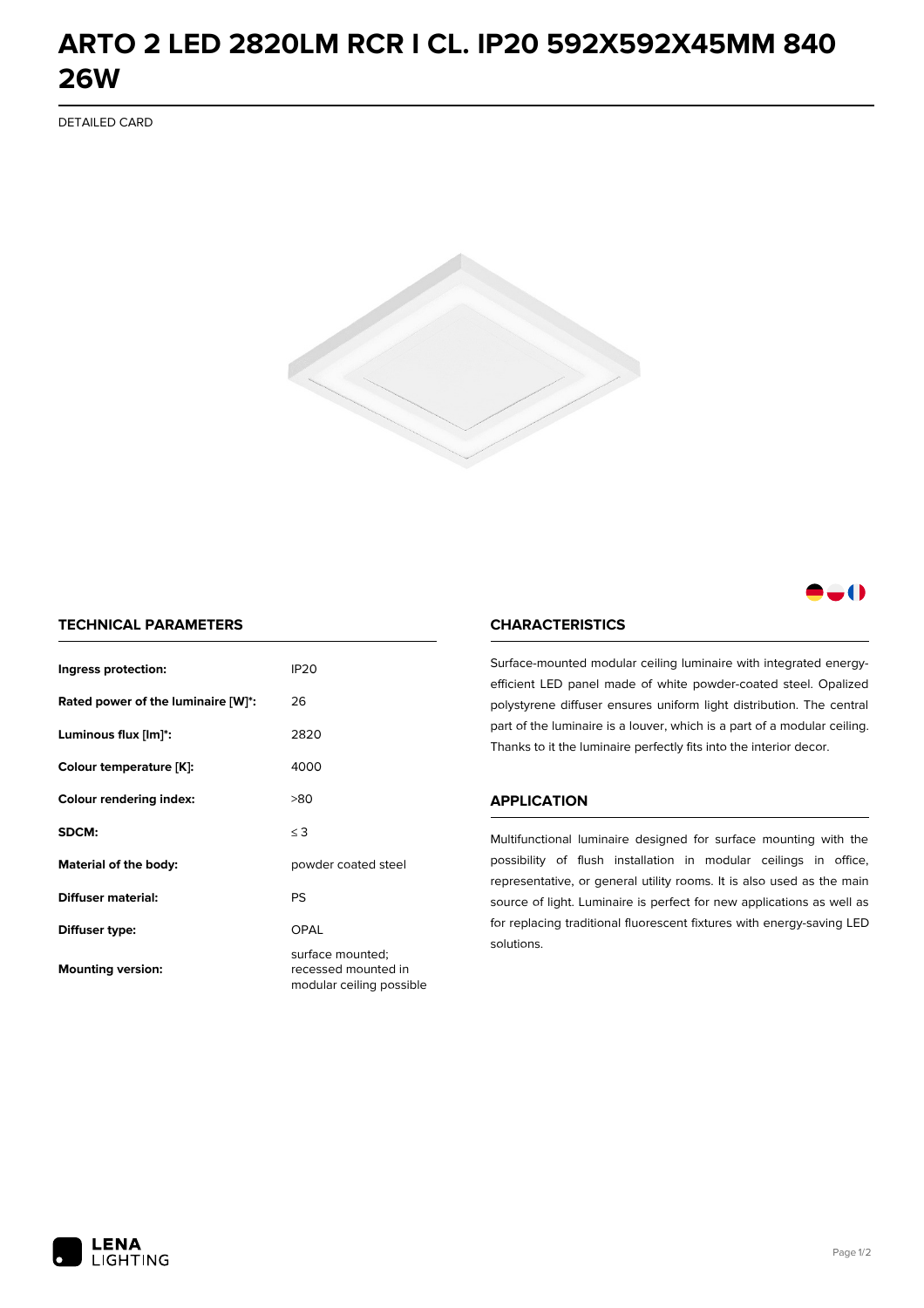# ARTO 2 LED 2820LM RCR I CL. IP20 592X592X45MM 840 26W

DETAILED CARD

## TECHNICAL PARAMETERS

| | |
|---|---|
| **Ingress protection:** | IP20 |
| **Rated power of the luminaire [W]*:** | 26 |
| **Luminous flux [lm]*:** | 2820 |
| **Colour temperature [K]:** | 4000 |
| **Colour rendering index:** | >80 |
| **SDCM:** | ≤ 3 |
| **Material of the body:** | powder coated steel |
| **Diffuser material:** | PS |
| **Diffuser type:** | OPAL |
| **Mounting version:** | surface mounted; recessed mounted in modular ceiling possible |

## CHARACTERISTICS

Surface-mounted modular ceiling luminaire with integrated energy-efficient LED panel made of white powder-coated steel. Opalized polystyrene diffuser ensures uniform light distribution. The central part of the luminaire is a louver, which is a part of a modular ceiling. Thanks to it the luminaire perfectly fits into the interior decor.

## APPLICATION

Multifunctional luminaire designed for surface mounting with the possibility of flush installation in modular ceilings in office, representative, or general utility rooms. It is also used as the main source of light. Luminaire is perfect for new applications as well as for replacing traditional fluorescent fixtures with energy-saving LED solutions.

LENA LIGHTING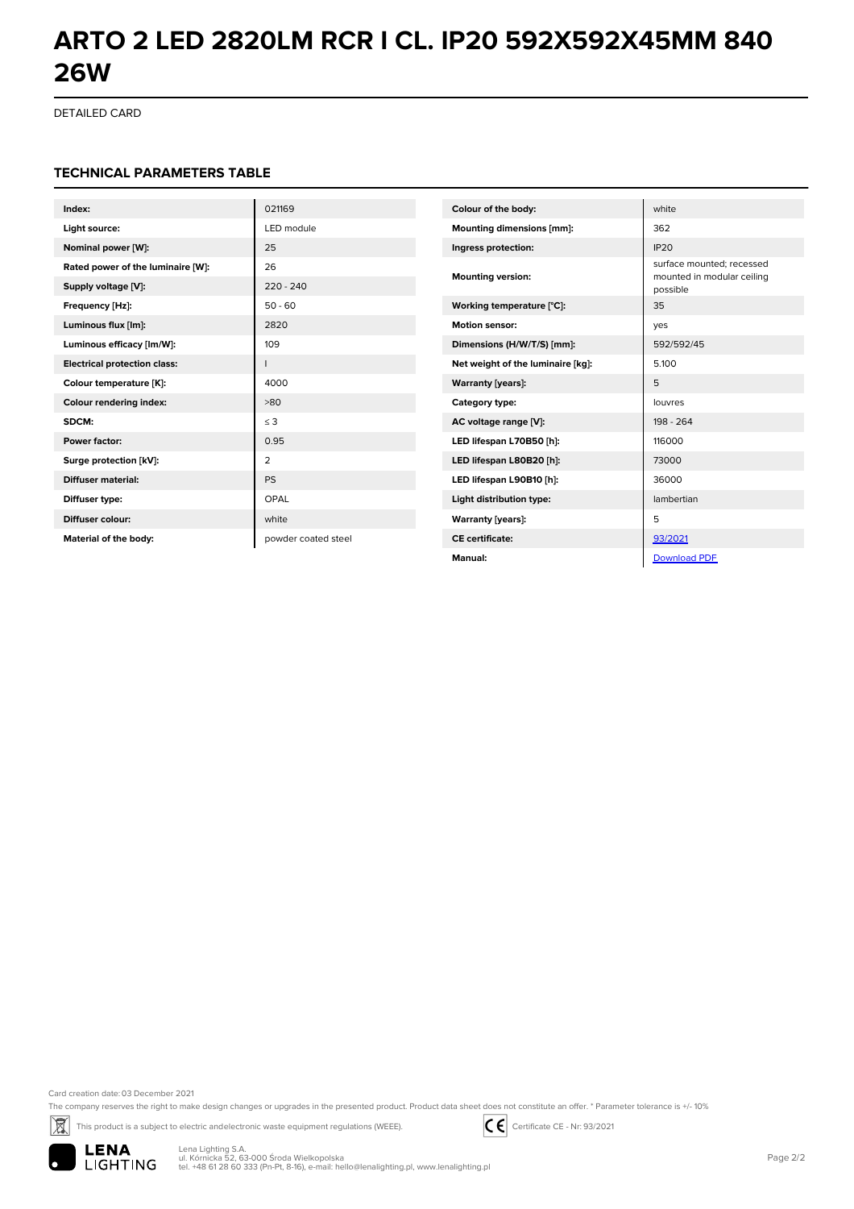# ARTO 2 LED 2820LM RCR I CL. IP20 592X592X45MM 840 26W

DETAILED CARD

### TECHNICAL PARAMETERS TABLE

| | |
|---|---|
| **Index:** | 021169 |
| **Light source:** | LED module |
| **Nominal power [W]:** | 25 |
| **Rated power of the luminaire [W]:** | 26 |
| **Supply voltage [V]:** | 220 - 240 |
| **Frequency [Hz]:** | 50 - 60 |
| **Luminous flux [lm]:** | 2820 |
| **Luminous efficacy [lm/W]:** | 109 |
| **Electrical protection class:** | I |
| **Colour temperature [K]:** | 4000 |
| **Colour rendering index:** | >80 |
| **SDCM:** | ≤ 3 |
| **Power factor:** | 0.95 |
| **Surge protection [kV]:** | 2 |
| **Diffuser material:** | PS |
| **Diffuser type:** | OPAL |
| **Diffuser colour:** | white |
| **Material of the body:** | powder coated steel |

| | |
|---|---|
| **Colour of the body:** | white |
| **Mounting dimensions [mm]:** | 362 |
| **Ingress protection:** | IP20 |
| **Mounting version:** | surface mounted; recessed mounted in modular ceiling possible |
| **Working temperature [°C]:** | 35 |
| **Motion sensor:** | yes |
| **Dimensions (H/W/T/S) [mm]:** | 592/592/45 |
| **Net weight of the luminaire [kg]:** | 5.100 |
| **Warranty [years]:** | 5 |
| **Category type:** | louvres |
| **AC voltage range [V]:** | 198 - 264 |
| **LED lifespan L70B50 [h]:** | 116000 |
| **LED lifespan L80B20 [h]:** | 73000 |
| **LED lifespan L90B10 [h]:** | 36000 |
| **Light distribution type:** | lambertian |
| **Warranty [years]:** | 5 |
| **CE certificate:** | 93/2021 |
| **Manual:** | Download PDF |

Card creation date: 03 December 2021

The company reserves the right to make design changes or upgrades in the presented product. Product data sheet does not constitute an offer. * Parameter tolerance is +/- 10%

This product is a subject to electric andelectronic waste equipment regulations (WEEE).

Certificate CE - Nr: 93/2021

Lena Lighting S.A.
ul. Kórnicka 52, 63-000 Środa Wielkopolska
tel. +48 61 28 60 333 (Pn-Pt, 8-16), e-mail: hello@lenalighting.pl, www.lenalighting.pl